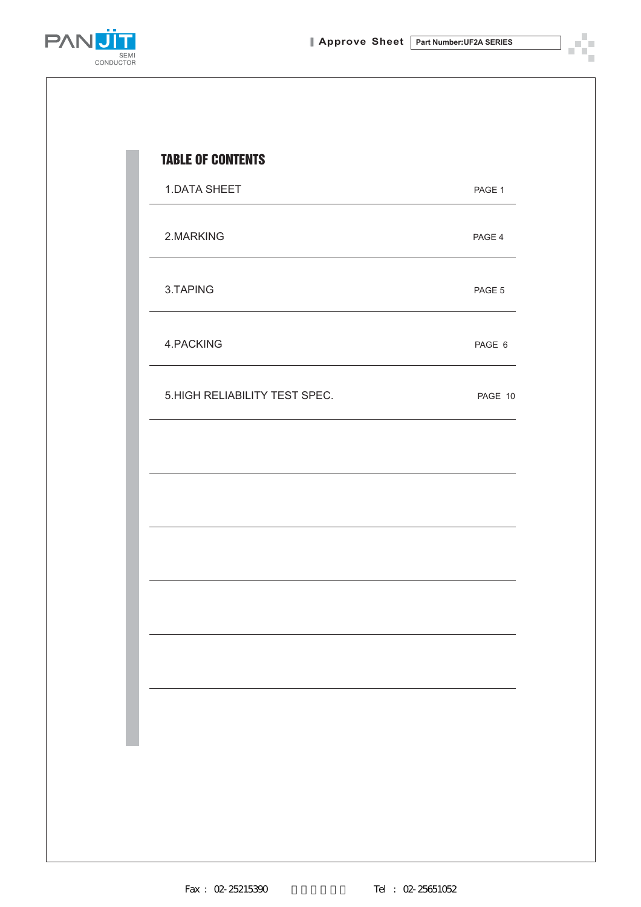# TABLE OF CONTENTS

| | |
|---|---|
| 1.DATA SHEET | PAGE 1 |
| 2.MARKING | PAGE 4 |
| 3.TAPING | PAGE 5 |
| 4.PACKING | PAGE 6 |
| 5.HIGH RELIABILITY TEST SPEC. | PAGE 10 |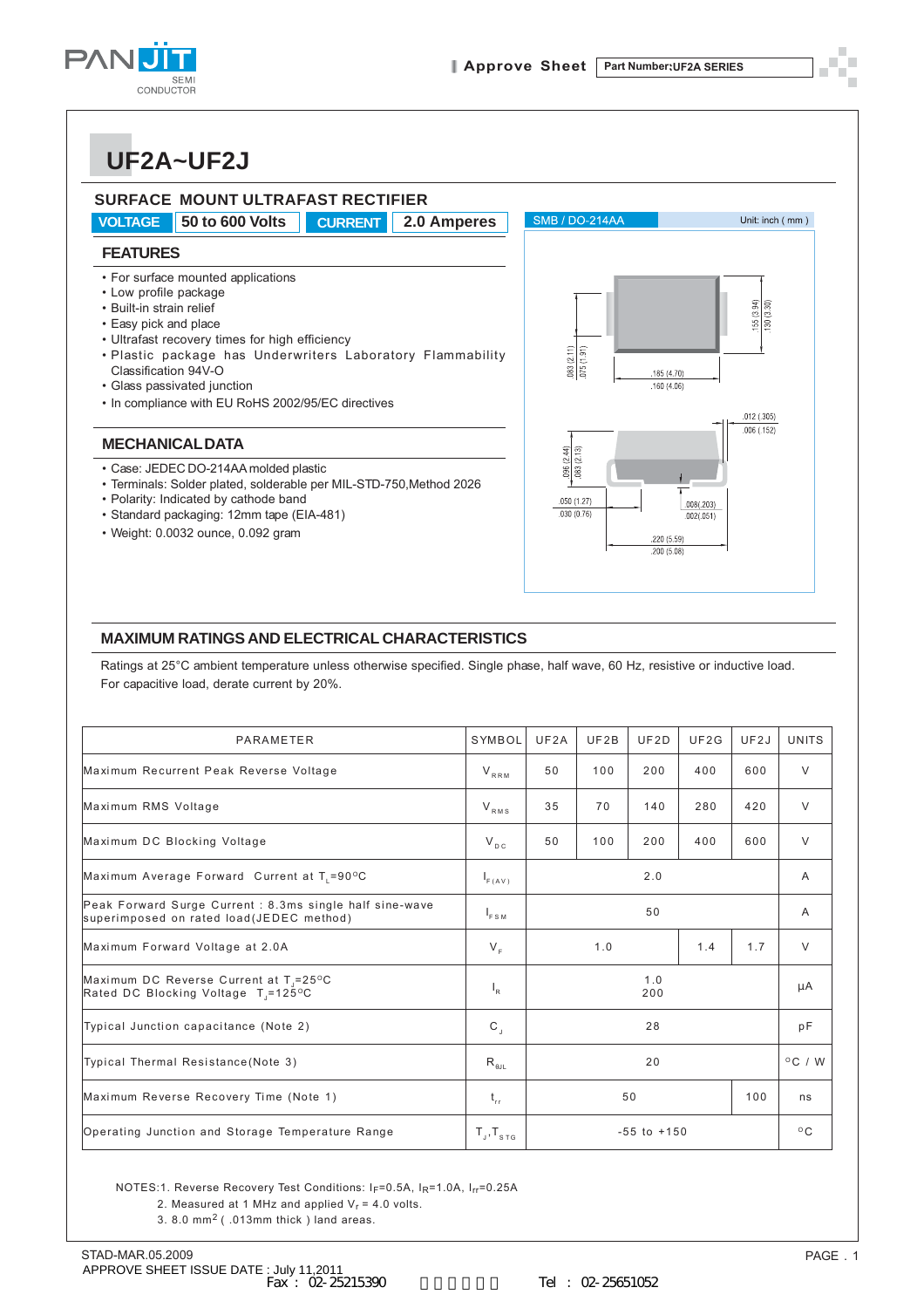# UF2A~UF2J

## SURFACE MOUNT ULTRAFAST RECTIFIER

**VOLTAGE** 50 to 600 Volts **CURRENT** 2.0 Amperes

### FEATURES

- For surface mounted applications
- Low profile package
- Built-in strain relief
- Easy pick and place
- Ultrafast recovery times for high efficiency
- Plastic package has Underwriters Laboratory Flammability Classification 94V-O
- Glass passivated junction
- In compliance with EU RoHS 2002/95/EC directives

### MECHANICAL DATA

- Case: JEDEC DO-214AA molded plastic
- Terminals: Solder plated, solderable per MIL-STD-750,Method 2026
- Polarity: Indicated by cathode band
- Standard packaging: 12mm tape (EIA-481)
- Weight: 0.0032 ounce, 0.092 gram

SMB / DO-214AA Unit: inch ( mm )

.155 (3.94) .130 (3.30) .083 (2.11) .075 (1.91) .185 (4.70) .160 (4.06) .012 (.305) .006 (.152) .096 (2.44) .083 (2.13) .050 (1.27) .030 (0.76) .008(.203) .002(.051) .220 (5.59) .200 (5.08)

## MAXIMUM RATINGS AND ELECTRICAL CHARACTERISTICS

Ratings at 25°C ambient temperature unless otherwise specified. Single phase, half wave, 60 Hz, resistive or inductive load.
For capacitive load, derate current by 20%.

| PARAMETER | SYMBOL | UF2A | UF2B | UF2D | UF2G | UF2J | UNITS |
|---|---|---|---|---|---|---|---|
| Maximum Recurrent Peak Reverse Voltage | $V_{RRM}$ | 50 | 100 | 200 | 400 | 600 | V |
| Maximum RMS Voltage | $V_{RMS}$ | 35 | 70 | 140 | 280 | 420 | V |
| Maximum DC Blocking Voltage | $V_{DC}$ | 50 | 100 | 200 | 400 | 600 | V |
| Maximum Average Forward Current at $T_L$=90°C | $I_{F(AV)}$ | 2.0 | | | | | A |
| Peak Forward Surge Current : 8.3ms single half sine-wave superimposed on rated load(JEDEC method) | $I_{FSM}$ | 50 | | | | | A |
| Maximum Forward Voltage at 2.0A | $V_F$ | 1.0 | | | 1.4 | 1.7 | V |
| Maximum DC Reverse Current at $T_J$=25°C<br>Rated DC Blocking Voltage $T_J$=125°C | $I_R$ | 1.0<br>200 | | | | | μA |
| Typical Junction capacitance (Note 2) | $C_J$ | 28 | | | | | pF |
| Typical Thermal Resistance(Note 3) | $R_{θJL}$ | 20 | | | | | °C / W |
| Maximum Reverse Recovery Time (Note 1) | $t_{rr}$ | 50 | | | | 100 | ns |
| Operating Junction and Storage Temperature Range | $T_J$,$T_{STG}$ | -55 to +150 | | | | | °C |

NOTES:1. Reverse Recovery Test Conditions: $I_F$=0.5A, $I_R$=1.0A, $I_{rr}$=0.25A
2. Measured at 1 MHz and applied $V_r$ = 4.0 volts.
3. 8.0 mm$^2$ ( .013mm thick ) land areas.

STAD-MAR.05.2009
APPROVE SHEET ISSUE DATE : July 11,2011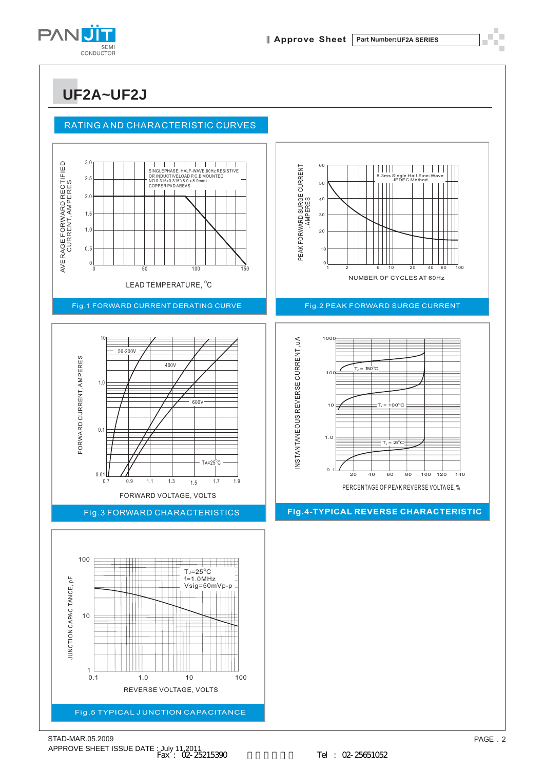# UF2A~UF2J

## RATING AND CHARACTERISTIC CURVES

AVERAGE FORWARD RECTIFIED CURRENT, AMPERES

SINGLEPHASE, HALF-WAVE,60Hz RESISTIVE OR INDUCTIVELOAD P.C.B MOUNTED NO 0.315x0.315"(8.0 x 8.0mm) COPPER PAD AREAS

LEAD TEMPERATURE, °C

Fig.1 FORWARD CURRENT DERATING CURVE

PEAK FORWARD SURGE CURRENT , AMPERES

8.3ms Single Half Sine-Wave JEDEC Method

NUMBER OF CYCLES AT 60Hz

Fig.2 PEAK FORWARD SURGE CURRENT

FORWARD CURRENT, AMPERES

50-200V

400V

600V

TA=25°C

FORWARD VOLTAGE, VOLTS

Fig.3 FORWARD CHARACTERISTICS

INSTANTANEOUS REVERSE CURRENT ,uA

$T_J$ = 150°C

$T_J$ = 100°C

$T_J$ = 25°C

PERCENTAGE OF PEAK REVERSE VOLTAGE,%

Fig.4-TYPICAL REVERSE CHARACTERISTIC

JUNCTION CAPACITANCE, pF

$T_J$=25°C
f=1.0MHz
Vsig=50mVp-p

REVERSE VOLTAGE, VOLTS

Fig.5 TYPICAL JUNCTION CAPACITANCE

STAD-MAR.05.2009

APPROVE SHEET ISSUE DATE : July 11,2011

Fax : 02-25215390 Tel : 02-25651052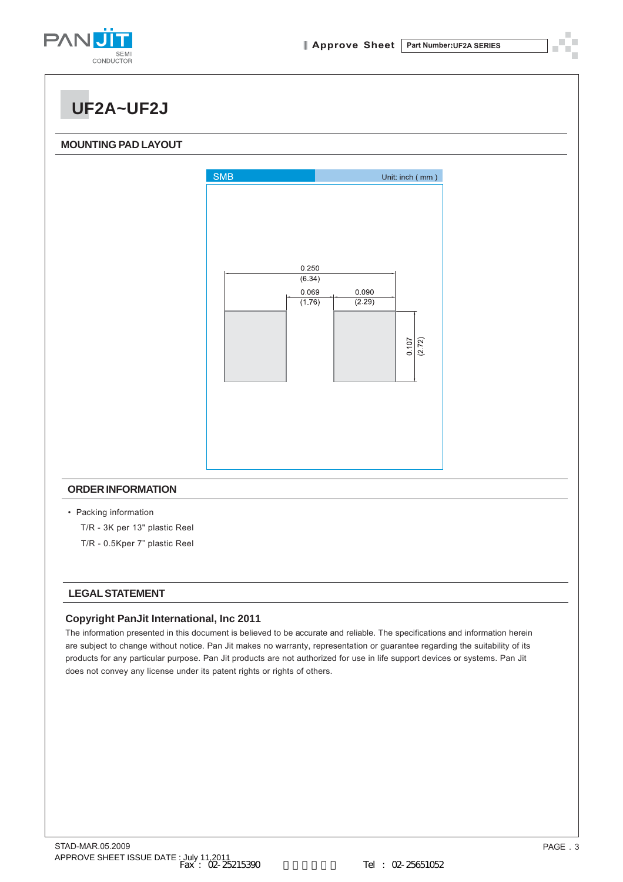# UF2A~UF2J

## MOUNTING PAD LAYOUT

SMB Unit: inch ( mm )

0.250 (6.34)

0.069 (1.76)

0.090 (2.29)

0.107 (2.72)

## ORDER INFORMATION

- Packing information

  T/R - 3K per 13" plastic Reel

  T/R - 0.5Kper 7" plastic Reel

## LEGAL STATEMENT

### Copyright PanJit International, Inc 2011

The information presented in this document is believed to be accurate and reliable. The specifications and information herein are subject to change without notice. Pan Jit makes no warranty, representation or guarantee regarding the suitability of its products for any particular purpose. Pan Jit products are not authorized for use in life support devices or systems. Pan Jit does not convey any license under its patent rights or rights of others.

STAD-MAR.05.2009

APPROVE SHEET ISSUE DATE : July 11,2011

Fax : 02-25215390 Tel : 02-25651052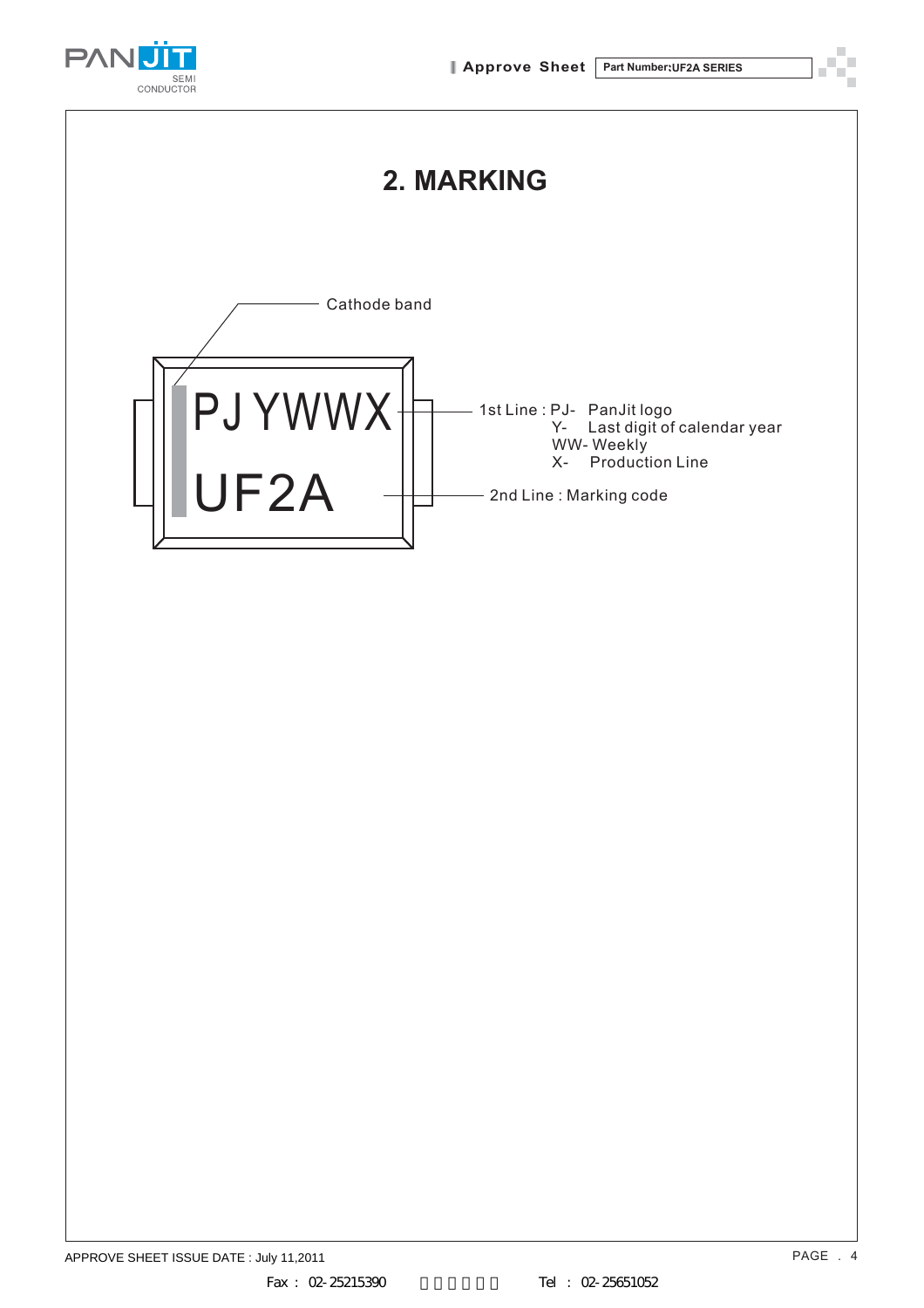## 2. MARKING

Cathode band

PJ YWWX

UF2A

1st Line : PJ- PanJit logo
Y- Last digit of calendar year
WW- Weekly
X- Production Line

2nd Line : Marking code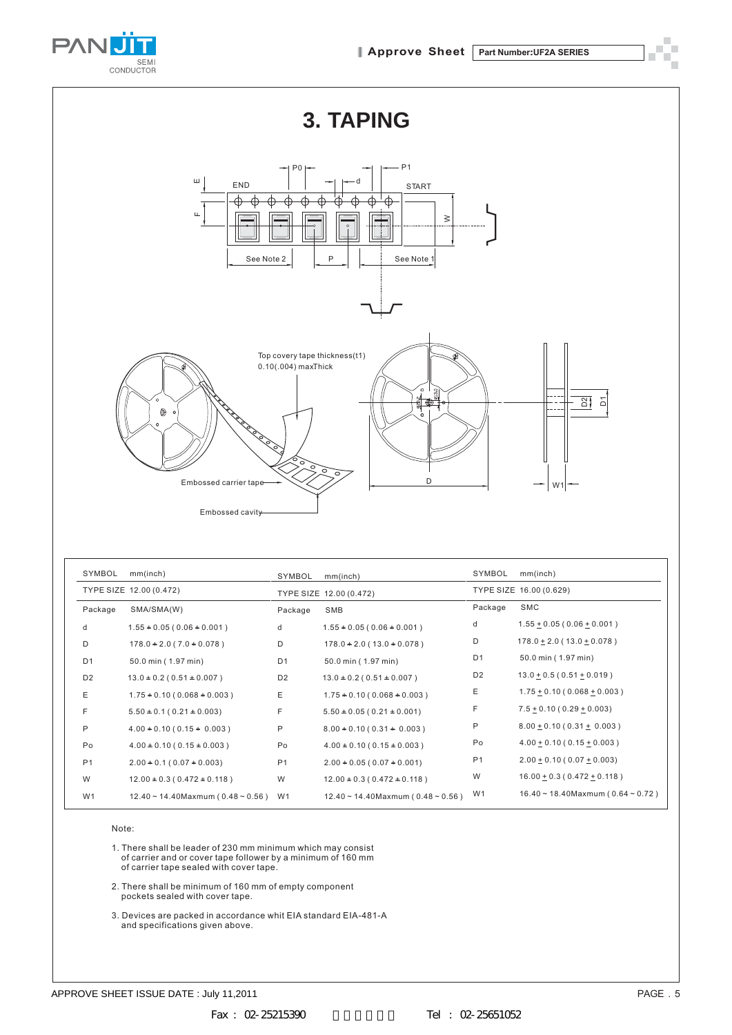# 3. TAPING

| SYMBOL | mm(inch) | SYMBOL | mm(inch) | SYMBOL | mm(inch) |
|---|---|---|---|---|---|
| TYPE SIZE 12.00 (0.472) | | TYPE SIZE 12.00 (0.472) | | TYPE SIZE 16.00 (0.629) | |
| Package | SMA/SMA(W) | Package | SMB | Package | SMC |
| d | 1.55 ± 0.05 ( 0.06 ± 0.001 ) | d | 1.55 ± 0.05 ( 0.06 ± 0.001 ) | d | 1.55 ± 0.05 ( 0.06 ± 0.001 ) |
| D | 178.0 ± 2.0 ( 7.0 ± 0.078 ) | D | 178.0 ± 2.0 ( 13.0 ± 0.078 ) | D | 178.0 ± 2.0 ( 13.0 ± 0.078 ) |
| D1 | 50.0 min ( 1.97 min) | D1 | 50.0 min ( 1.97 min) | D1 | 50.0 min ( 1.97 min) |
| D2 | 13.0 ± 0.2 ( 0.51 ± 0.007 ) | D2 | 13.0 ± 0.2 ( 0.51 ± 0.007 ) | D2 | 13.0 ± 0.5 ( 0.51 ± 0.019 ) |
| E | 1.75 ± 0.10 ( 0.068 ± 0.003 ) | E | 1.75 ± 0.10 ( 0.068 ± 0.003 ) | E | 1.75 ± 0.10 ( 0.068 ± 0.003 ) |
| F | 5.50 ± 0.1 ( 0.21 ± 0.003) | F | 5.50 ± 0.05 ( 0.21 ± 0.001) | F | 7.5 ± 0.10 ( 0.29 ± 0.003) |
| P | 4.00 ± 0.10 ( 0.15 ± 0.003 ) | P | 8.00 ± 0.10 ( 0.31 ± 0.003 ) | P | 8.00 ± 0.10 ( 0.31 ± 0.003 ) |
| Po | 4.00 ± 0.10 ( 0.15 ± 0.003 ) | Po | 4.00 ± 0.10 ( 0.15 ± 0.003 ) | Po | 4.00 ± 0.10 ( 0.15 ± 0.003 ) |
| P1 | 2.00 ± 0.1 ( 0.07 ± 0.003) | P1 | 2.00 ± 0.05 ( 0.07 ± 0.001) | P1 | 2.00 ± 0.10 ( 0.07 ± 0.003) |
| W | 12.00 ± 0.3 ( 0.472 ± 0.118 ) | W | 12.00 ± 0.3 ( 0.472 ± 0.118 ) | W | 16.00 ± 0.3 ( 0.472 ± 0.118 ) |
| W1 | 12.40 ~ 14.40Maxmum ( 0.48 ~ 0.56 ) | W1 | 12.40 ~ 14.40Maxmum ( 0.48 ~ 0.56 ) | W1 | 16.40 ~ 18.40Maxmum ( 0.64 ~ 0.72 ) |

Note:

1. There shall be leader of 230 mm minimum which may consist of carrier and or cover tape follower by a minimum of 160 mm of carrier tape sealed with cover tape.
2. There shall be minimum of 160 mm of empty component pockets sealed with cover tape.
3. Devices are packed in accordance whit EIA standard EIA-481-A and specifications given above.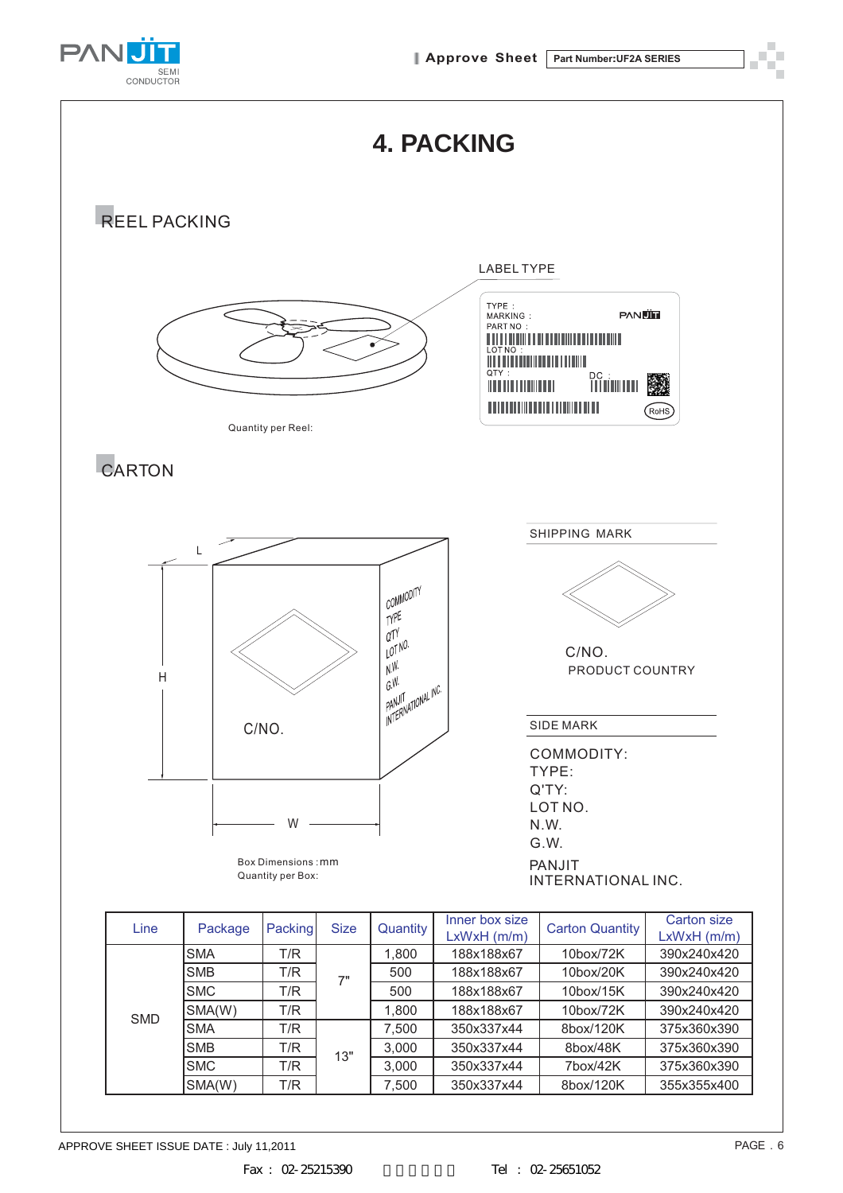# 4. PACKING

## REEL PACKING

LABEL TYPE

TYPE :
MARKING :
PART NO :
LOT NO :
QTY :
DC :
RoHS

Quantity per Reel:

## CARTON

L
H
W
C/NO.

COMMODITY
TYPE
QTY
LOT NO.
N.W.
G.W.
PANJIT
INTERNATIONAL INC.

SHIPPING MARK

C/NO.
PRODUCT COUNTRY

SIDE MARK

COMMODITY:
TYPE:
Q'TY:
LOT NO.
N.W.
G.W.
PANJIT
INTERNATIONAL INC.

Box Dimensions : mm
Quantity per Box:

| Line | Package | Packing | Size | Quantity | Inner box size LxWxH (m/m) | Carton Quantity | Carton size LxWxH (m/m) |
|---|---|---|---|---|---|---|---|
| SMD | SMA | T/R | 7" | 1,800 | 188x188x67 | 10box/72K | 390x240x420 |
| | SMB | T/R | | 500 | 188x188x67 | 10box/20K | 390x240x420 |
| | SMC | T/R | | 500 | 188x188x67 | 10box/15K | 390x240x420 |
| | SMA(W) | T/R | | 1,800 | 188x188x67 | 10box/72K | 390x240x420 |
| | SMA | T/R | 13" | 7,500 | 350x337x44 | 8box/120K | 375x360x390 |
| | SMB | T/R | | 3,000 | 350x337x44 | 8box/48K | 375x360x390 |
| | SMC | T/R | | 3,000 | 350x337x44 | 7box/42K | 375x360x390 |
| | SMA(W) | T/R | | 7,500 | 350x337x44 | 8box/120K | 355x355x400 |

APPROVE SHEET ISSUE DATE : July 11,2011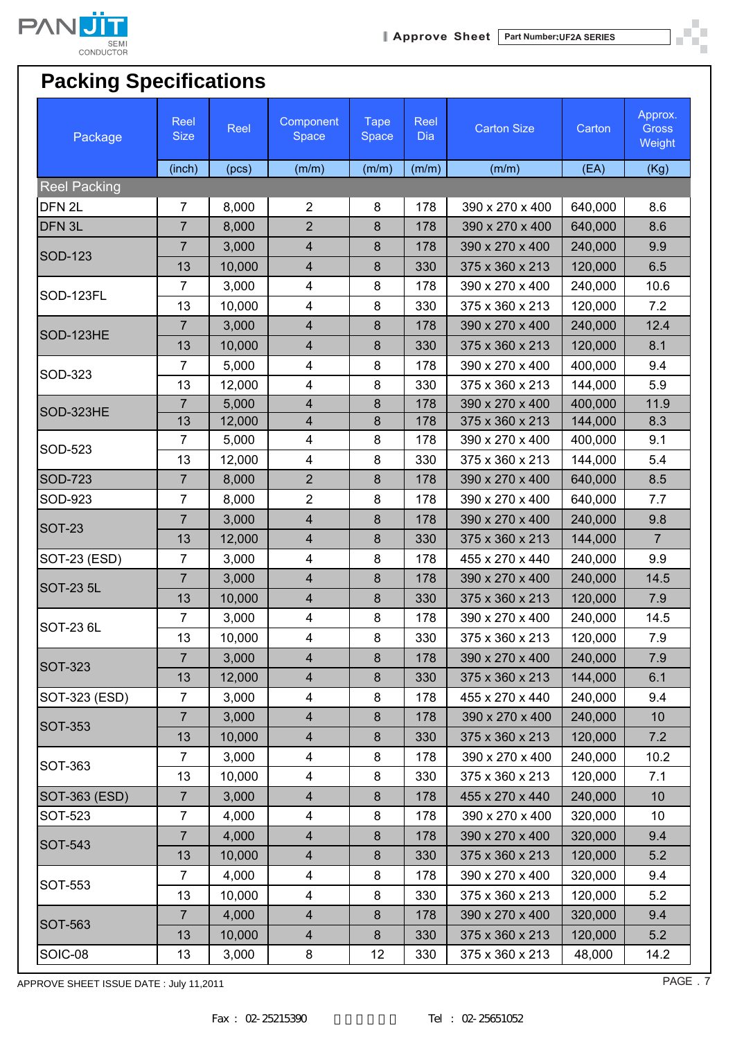# Packing Specifications

| Package | Reel Size | Reel | Component Space | Tape Space | Reel Dia | Carton Size | Carton | Approx. Gross Weight |
|---|---|---|---|---|---|---|---|---|
| | (inch) | (pcs) | (m/m) | (m/m) | (m/m) | (m/m) | (EA) | (Kg) |
| Reel Packing | | | | | | | | |
| DFN 2L | 7 | 8,000 | 2 | 8 | 178 | 390 x 270 x 400 | 640,000 | 8.6 |
| DFN 3L | 7 | 8,000 | 2 | 8 | 178 | 390 x 270 x 400 | 640,000 | 8.6 |
| SOD-123 | 7 | 3,000 | 4 | 8 | 178 | 390 x 270 x 400 | 240,000 | 9.9 |
| | 13 | 10,000 | 4 | 8 | 330 | 375 x 360 x 213 | 120,000 | 6.5 |
| SOD-123FL | 7 | 3,000 | 4 | 8 | 178 | 390 x 270 x 400 | 240,000 | 10.6 |
| | 13 | 10,000 | 4 | 8 | 330 | 375 x 360 x 213 | 120,000 | 7.2 |
| SOD-123HE | 7 | 3,000 | 4 | 8 | 178 | 390 x 270 x 400 | 240,000 | 12.4 |
| | 13 | 10,000 | 4 | 8 | 330 | 375 x 360 x 213 | 120,000 | 8.1 |
| SOD-323 | 7 | 5,000 | 4 | 8 | 178 | 390 x 270 x 400 | 400,000 | 9.4 |
| | 13 | 12,000 | 4 | 8 | 330 | 375 x 360 x 213 | 144,000 | 5.9 |
| SOD-323HE | 7 | 5,000 | 4 | 8 | 178 | 390 x 270 x 400 | 400,000 | 11.9 |
| | 13 | 12,000 | 4 | 8 | 178 | 375 x 360 x 213 | 144,000 | 8.3 |
| SOD-523 | 7 | 5,000 | 4 | 8 | 178 | 390 x 270 x 400 | 400,000 | 9.1 |
| | 13 | 12,000 | 4 | 8 | 330 | 375 x 360 x 213 | 144,000 | 5.4 |
| SOD-723 | 7 | 8,000 | 2 | 8 | 178 | 390 x 270 x 400 | 640,000 | 8.5 |
| SOD-923 | 7 | 8,000 | 2 | 8 | 178 | 390 x 270 x 400 | 640,000 | 7.7 |
| SOT-23 | 7 | 3,000 | 4 | 8 | 178 | 390 x 270 x 400 | 240,000 | 9.8 |
| | 13 | 12,000 | 4 | 8 | 330 | 375 x 360 x 213 | 144,000 | 7 |
| SOT-23 (ESD) | 7 | 3,000 | 4 | 8 | 178 | 455 x 270 x 440 | 240,000 | 9.9 |
| SOT-23 5L | 7 | 3,000 | 4 | 8 | 178 | 390 x 270 x 400 | 240,000 | 14.5 |
| | 13 | 10,000 | 4 | 8 | 330 | 375 x 360 x 213 | 120,000 | 7.9 |
| SOT-23 6L | 7 | 3,000 | 4 | 8 | 178 | 390 x 270 x 400 | 240,000 | 14.5 |
| | 13 | 10,000 | 4 | 8 | 330 | 375 x 360 x 213 | 120,000 | 7.9 |
| SOT-323 | 7 | 3,000 | 4 | 8 | 178 | 390 x 270 x 400 | 240,000 | 7.9 |
| | 13 | 12,000 | 4 | 8 | 330 | 375 x 360 x 213 | 144,000 | 6.1 |
| SOT-323 (ESD) | 7 | 3,000 | 4 | 8 | 178 | 455 x 270 x 440 | 240,000 | 9.4 |
| SOT-353 | 7 | 3,000 | 4 | 8 | 178 | 390 x 270 x 400 | 240,000 | 10 |
| | 13 | 10,000 | 4 | 8 | 330 | 375 x 360 x 213 | 120,000 | 7.2 |
| SOT-363 | 7 | 3,000 | 4 | 8 | 178 | 390 x 270 x 400 | 240,000 | 10.2 |
| | 13 | 10,000 | 4 | 8 | 330 | 375 x 360 x 213 | 120,000 | 7.1 |
| SOT-363 (ESD) | 7 | 3,000 | 4 | 8 | 178 | 455 x 270 x 440 | 240,000 | 10 |
| SOT-523 | 7 | 4,000 | 4 | 8 | 178 | 390 x 270 x 400 | 320,000 | 10 |
| SOT-543 | 7 | 4,000 | 4 | 8 | 178 | 390 x 270 x 400 | 320,000 | 9.4 |
| | 13 | 10,000 | 4 | 8 | 330 | 375 x 360 x 213 | 120,000 | 5.2 |
| SOT-553 | 7 | 4,000 | 4 | 8 | 178 | 390 x 270 x 400 | 320,000 | 9.4 |
| | 13 | 10,000 | 4 | 8 | 330 | 375 x 360 x 213 | 120,000 | 5.2 |
| SOT-563 | 7 | 4,000 | 4 | 8 | 178 | 390 x 270 x 400 | 320,000 | 9.4 |
| | 13 | 10,000 | 4 | 8 | 330 | 375 x 360 x 213 | 120,000 | 5.2 |
| SOIC-08 | 13 | 3,000 | 8 | 12 | 330 | 375 x 360 x 213 | 48,000 | 14.2 |

APPROVE SHEET ISSUE DATE : July 11,2011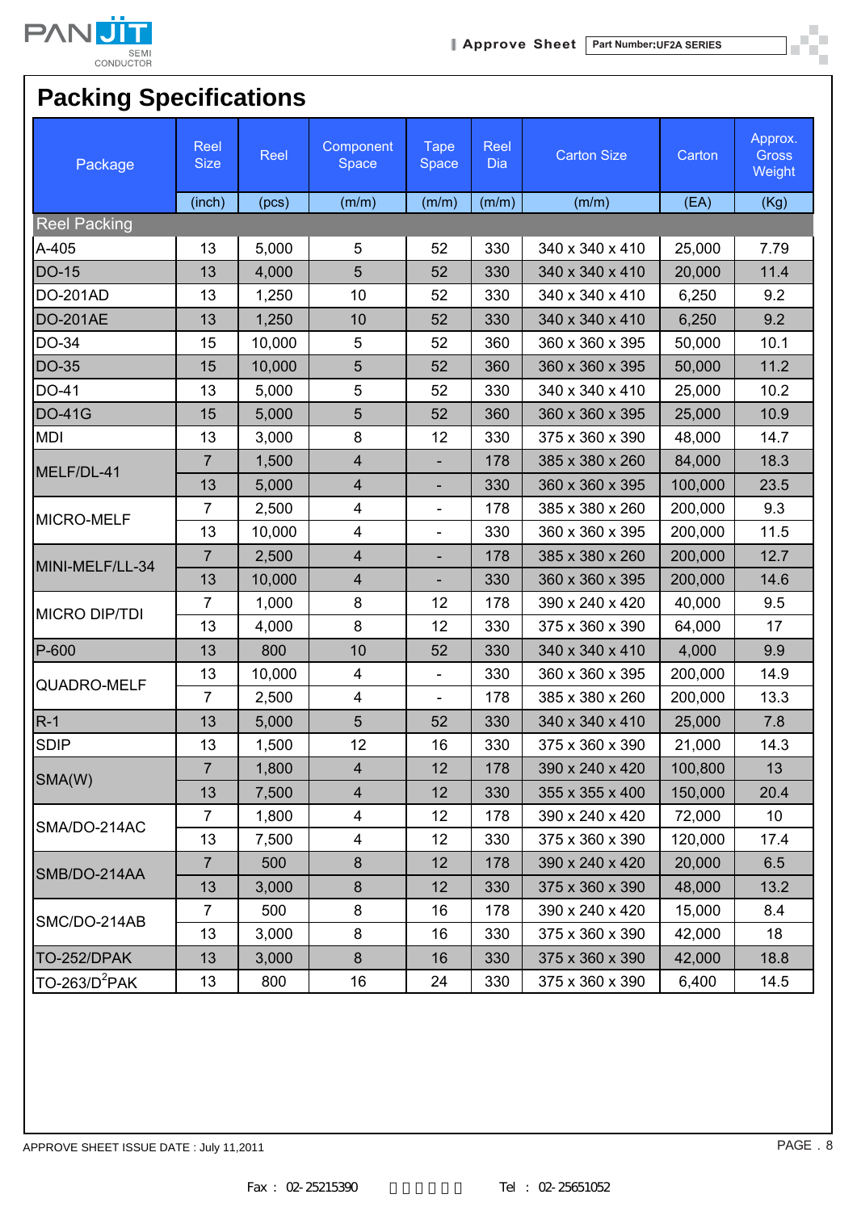# Packing Specifications

| Package | Reel Size | Reel | Component Space | Tape Space | Reel Dia | Carton Size | Carton | Approx. Gross Weight |
|---|---|---|---|---|---|---|---|---|
| | (inch) | (pcs) | (m/m) | (m/m) | (m/m) | (m/m) | (EA) | (Kg) |
| Reel Packing | | | | | | | | |
| A-405 | 13 | 5,000 | 5 | 52 | 330 | 340 x 340 x 410 | 25,000 | 7.79 |
| DO-15 | 13 | 4,000 | 5 | 52 | 330 | 340 x 340 x 410 | 20,000 | 11.4 |
| DO-201AD | 13 | 1,250 | 10 | 52 | 330 | 340 x 340 x 410 | 6,250 | 9.2 |
| DO-201AE | 13 | 1,250 | 10 | 52 | 330 | 340 x 340 x 410 | 6,250 | 9.2 |
| DO-34 | 15 | 10,000 | 5 | 52 | 360 | 360 x 360 x 395 | 50,000 | 10.1 |
| DO-35 | 15 | 10,000 | 5 | 52 | 360 | 360 x 360 x 395 | 50,000 | 11.2 |
| DO-41 | 13 | 5,000 | 5 | 52 | 330 | 340 x 340 x 410 | 25,000 | 10.2 |
| DO-41G | 15 | 5,000 | 5 | 52 | 360 | 360 x 360 x 395 | 25,000 | 10.9 |
| MDI | 13 | 3,000 | 8 | 12 | 330 | 375 x 360 x 390 | 48,000 | 14.7 |
| MELF/DL-41 | 7 | 1,500 | 4 | - | 178 | 385 x 380 x 260 | 84,000 | 18.3 |
| | 13 | 5,000 | 4 | - | 330 | 360 x 360 x 395 | 100,000 | 23.5 |
| MICRO-MELF | 7 | 2,500 | 4 | - | 178 | 385 x 380 x 260 | 200,000 | 9.3 |
| | 13 | 10,000 | 4 | - | 330 | 360 x 360 x 395 | 200,000 | 11.5 |
| MINI-MELF/LL-34 | 7 | 2,500 | 4 | - | 178 | 385 x 380 x 260 | 200,000 | 12.7 |
| | 13 | 10,000 | 4 | - | 330 | 360 x 360 x 395 | 200,000 | 14.6 |
| MICRO DIP/TDI | 7 | 1,000 | 8 | 12 | 178 | 390 x 240 x 420 | 40,000 | 9.5 |
| | 13 | 4,000 | 8 | 12 | 330 | 375 x 360 x 390 | 64,000 | 17 |
| P-600 | 13 | 800 | 10 | 52 | 330 | 340 x 340 x 410 | 4,000 | 9.9 |
| QUADRO-MELF | 13 | 10,000 | 4 | - | 330 | 360 x 360 x 395 | 200,000 | 14.9 |
| | 7 | 2,500 | 4 | - | 178 | 385 x 380 x 260 | 200,000 | 13.3 |
| R-1 | 13 | 5,000 | 5 | 52 | 330 | 340 x 340 x 410 | 25,000 | 7.8 |
| SDIP | 13 | 1,500 | 12 | 16 | 330 | 375 x 360 x 390 | 21,000 | 14.3 |
| SMA(W) | 7 | 1,800 | 4 | 12 | 178 | 390 x 240 x 420 | 100,800 | 13 |
| | 13 | 7,500 | 4 | 12 | 330 | 355 x 355 x 400 | 150,000 | 20.4 |
| SMA/DO-214AC | 7 | 1,800 | 4 | 12 | 178 | 390 x 240 x 420 | 72,000 | 10 |
| | 13 | 7,500 | 4 | 12 | 330 | 375 x 360 x 390 | 120,000 | 17.4 |
| SMB/DO-214AA | 7 | 500 | 8 | 12 | 178 | 390 x 240 x 420 | 20,000 | 6.5 |
| | 13 | 3,000 | 8 | 12 | 330 | 375 x 360 x 390 | 48,000 | 13.2 |
| SMC/DO-214AB | 7 | 500 | 8 | 16 | 178 | 390 x 240 x 420 | 15,000 | 8.4 |
| | 13 | 3,000 | 8 | 16 | 330 | 375 x 360 x 390 | 42,000 | 18 |
| TO-252/DPAK | 13 | 3,000 | 8 | 16 | 330 | 375 x 360 x 390 | 42,000 | 18.8 |
| TO-263/D$^2$PAK | 13 | 800 | 16 | 24 | 330 | 375 x 360 x 390 | 6,400 | 14.5 |

APPROVE SHEET ISSUE DATE : July 11,2011

Fax : 02-25215390 Tel : 02-25651052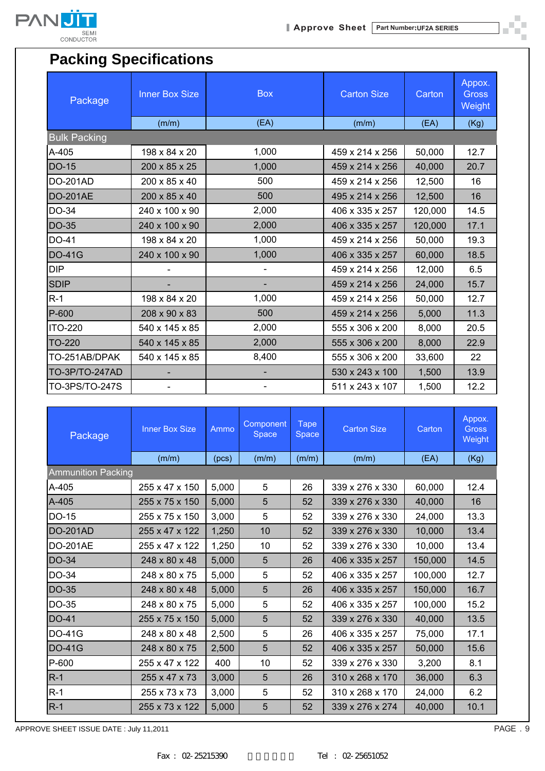# Packing Specifications

| Package | Inner Box Size | Box | Carton Size | Carton | Appox. Gross Weight |
|---|---|---|---|---|---|
| | (m/m) | (EA) | (m/m) | (EA) | (Kg) |
| **Bulk Packing** | | | | | |
| A-405 | 198 x 84 x 20 | 1,000 | 459 x 214 x 256 | 50,000 | 12.7 |
| DO-15 | 200 x 85 x 25 | 1,000 | 459 x 214 x 256 | 40,000 | 20.7 |
| DO-201AD | 200 x 85 x 40 | 500 | 459 x 214 x 256 | 12,500 | 16 |
| DO-201AE | 200 x 85 x 40 | 500 | 495 x 214 x 256 | 12,500 | 16 |
| DO-34 | 240 x 100 x 90 | 2,000 | 406 x 335 x 257 | 120,000 | 14.5 |
| DO-35 | 240 x 100 x 90 | 2,000 | 406 x 335 x 257 | 120,000 | 17.1 |
| DO-41 | 198 x 84 x 20 | 1,000 | 459 x 214 x 256 | 50,000 | 19.3 |
| DO-41G | 240 x 100 x 90 | 1,000 | 406 x 335 x 257 | 60,000 | 18.5 |
| DIP | - | - | 459 x 214 x 256 | 12,000 | 6.5 |
| SDIP | - | - | 459 x 214 x 256 | 24,000 | 15.7 |
| R-1 | 198 x 84 x 20 | 1,000 | 459 x 214 x 256 | 50,000 | 12.7 |
| P-600 | 208 x 90 x 83 | 500 | 459 x 214 x 256 | 5,000 | 11.3 |
| ITO-220 | 540 x 145 x 85 | 2,000 | 555 x 306 x 200 | 8,000 | 20.5 |
| TO-220 | 540 x 145 x 85 | 2,000 | 555 x 306 x 200 | 8,000 | 22.9 |
| TO-251AB/DPAK | 540 x 145 x 85 | 8,400 | 555 x 306 x 200 | 33,600 | 22 |
| TO-3P/TO-247AD | - | - | 530 x 243 x 100 | 1,500 | 13.9 |
| TO-3PS/TO-247S | - | - | 511 x 243 x 107 | 1,500 | 12.2 |

| Package | Inner Box Size | Ammo | Component Space | Tape Space | Carton Size | Carton | Appox. Gross Weight |
|---|---|---|---|---|---|---|---|
| | (m/m) | (pcs) | (m/m) | (m/m) | (m/m) | (EA) | (Kg) |
| **Ammunition Packing** | | | | | | | |
| A-405 | 255 x 47 x 150 | 5,000 | 5 | 26 | 339 x 276 x 330 | 60,000 | 12.4 |
| A-405 | 255 x 75 x 150 | 5,000 | 5 | 52 | 339 x 276 x 330 | 40,000 | 16 |
| DO-15 | 255 x 75 x 150 | 3,000 | 5 | 52 | 339 x 276 x 330 | 24,000 | 13.3 |
| DO-201AD | 255 x 47 x 122 | 1,250 | 10 | 52 | 339 x 276 x 330 | 10,000 | 13.4 |
| DO-201AE | 255 x 47 x 122 | 1,250 | 10 | 52 | 339 x 276 x 330 | 10,000 | 13.4 |
| DO-34 | 248 x 80 x 48 | 5,000 | 5 | 26 | 406 x 335 x 257 | 150,000 | 14.5 |
| DO-34 | 248 x 80 x 75 | 5,000 | 5 | 52 | 406 x 335 x 257 | 100,000 | 12.7 |
| DO-35 | 248 x 80 x 48 | 5,000 | 5 | 26 | 406 x 335 x 257 | 150,000 | 16.7 |
| DO-35 | 248 x 80 x 75 | 5,000 | 5 | 52 | 406 x 335 x 257 | 100,000 | 15.2 |
| DO-41 | 255 x 75 x 150 | 5,000 | 5 | 52 | 339 x 276 x 330 | 40,000 | 13.5 |
| DO-41G | 248 x 80 x 48 | 2,500 | 5 | 26 | 406 x 335 x 257 | 75,000 | 17.1 |
| DO-41G | 248 x 80 x 75 | 2,500 | 5 | 52 | 406 x 335 x 257 | 50,000 | 15.6 |
| P-600 | 255 x 47 x 122 | 400 | 10 | 52 | 339 x 276 x 330 | 3,200 | 8.1 |
| R-1 | 255 x 47 x 73 | 3,000 | 5 | 26 | 310 x 268 x 170 | 36,000 | 6.3 |
| R-1 | 255 x 73 x 73 | 3,000 | 5 | 52 | 310 x 268 x 170 | 24,000 | 6.2 |
| R-1 | 255 x 73 x 122 | 5,000 | 5 | 52 | 339 x 276 x 274 | 40,000 | 10.1 |

APPROVE SHEET ISSUE DATE : July 11,2011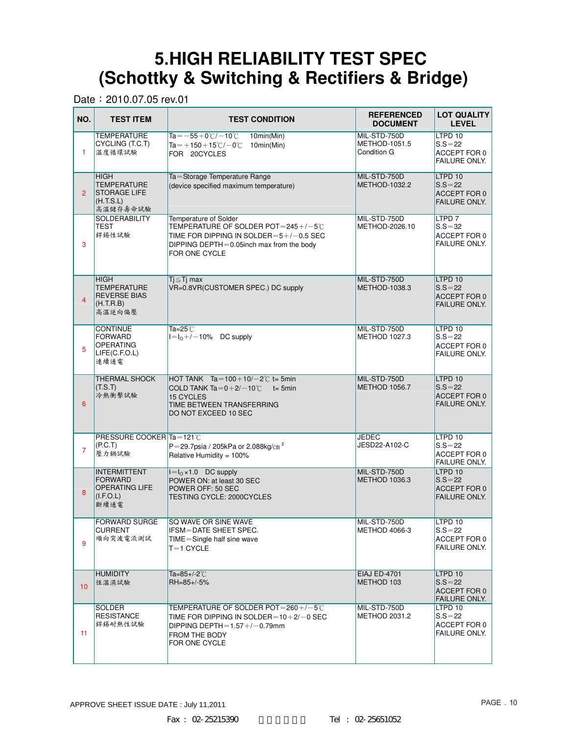# 5.HIGH RELIABILITY TEST SPEC
# (Schottky & Switching & Rectifiers & Bridge)

Date：2010.07.05 rev.01

| NO. | TEST ITEM | TEST CONDITION | REFERENCED DOCUMENT | LOT QUALITY LEVEL |
|---|---|---|---|---|
| 1 | TEMPERATURE CYCLING (T.C.T) 溫度循環試驗 | Ta＝－55＋0℃/－10℃ 10min(Min)<br>Ta＝＋150＋15℃/－0℃ 10min(Min)<br>FOR 20CYCLES | MIL-STD-750D METHOD-1051.5 Condition G | LTPD 10 S.S＝22 ACCEPT FOR 0 FAILURE ONLY. |
| 2 | HIGH TEMPERATURE STORAGE LIFE (H.T.S.L) 高溫儲存壽命試驗 | Ta＝Storage Temperature Range (device specified maximum temperature) | MIL-STD-750D METHOD-1032.2 | LTPD 10 S.S＝22 ACCEPT FOR 0 FAILURE ONLY. |
| 3 | SOLDERABILITY TEST 銲錫性試驗 | Temperature of Solder<br>TEMPERATURE OF SOLDER POT＝245＋/－5℃<br>TIME FOR DIPPING IN SOLDER＝5＋/－0.5 SEC<br>DIPPING DEPTH＝0.05inch max from the body<br>FOR ONE CYCLE | MIL-STD-750D METHOD-2026.10 | LTPD 7 S.S＝32 ACCEPT FOR 0 FAILURE ONLY. |
| 4 | HIGH TEMPERATURE REVERSE BIAS (H.T.R.B) 高溫逆向偏壓 | Tj≦Tj max<br>VR=0.8VR(CUSTOMER SPEC.) DC supply | MIL-STD-750D METHOD-1038.3 | LTPD 10 S.S＝22 ACCEPT FOR 0 FAILURE ONLY. |
| 5 | CONTINUE FORWARD OPERATING LIFE(C.F.O.L) 連續通電 | Ta=25℃<br>$I=I_O$＋/－10% DC supply | MIL-STD-750D METHOD 1027.3 | LTPD 10 S.S＝22 ACCEPT FOR 0 FAILURE ONLY. |
| 6 | THERMAL SHOCK (T.S.T) 冷熱衝擊試驗 | HOT TANK Ta＝100＋10/－2℃ t= 5min<br>COLD TANK Ta＝0＋2/－10℃ t= 5min<br>15 CYCLES<br>TIME BETWEEN TRANSFERRING DO NOT EXCEED 10 SEC | MIL-STD-750D METHOD 1056.7 | LTPD 10 S.S＝22 ACCEPT FOR 0 FAILURE ONLY. |
| 7 | PRESSURE COOKER (P.C.T) 壓力鍋試驗 | Ta＝121℃<br>P＝29.7psia / 205kPa or 2.088kg/$cm^2$<br>Relative Humidity = 100% | JEDEC JESD22-A102-C | LTPD 10 S.S＝22 ACCEPT FOR 0 FAILURE ONLY. |
| 8 | INTERMITTENT FORWARD OPERATING LIFE (I.F.O.L) 斷續通電 | $I=I_O\times1.0$ DC supply<br>POWER ON: at least 30 SEC<br>POWER OFF: 50 SEC<br>TESTING CYCLE: 2000CYCLES | MIL-STD-750D METHOD 1036.3 | LTPD 10 S.S＝22 ACCEPT FOR 0 FAILURE ONLY. |
| 9 | FORWARD SURGE CURRENT 順向突波電流測試 | SQ WAVE OR SINE WAVE<br>IFSM＝DATE SHEET SPEC.<br>TIME＝Single half sine wave<br>T＝1 CYCLE | MIL-STD-750D METHOD 4066-3 | LTPD 10 S.S＝22 ACCEPT FOR 0 FAILURE ONLY. |
| 10 | HUMIDITY 恆溫濕試驗 | Ta=85+/-2℃<br>RH=85+/-5% | EIAJ ED-4701 METHOD 103 | LTPD 10 S.S＝22 ACCEPT FOR 0 FAILURE ONLY. |
| 11 | SOLDER RESISTANCE 銲錫耐熱性試驗 | TEMPERATURE OF SOLDER POT＝260＋/－5℃<br>TIME FOR DIPPING IN SOLDER＝10＋2/－0 SEC<br>DIPPING DEPTH＝1.57＋/－0.79mm FROM THE BODY<br>FOR ONE CYCLE | MIL-STD-750D METHOD 2031.2 | LTPD 10 S.S＝22 ACCEPT FOR 0 FAILURE ONLY. |

APPROVE SHEET ISSUE DATE : July 11,2011

Fax： 02-25215390 Tel ： 02-25651052